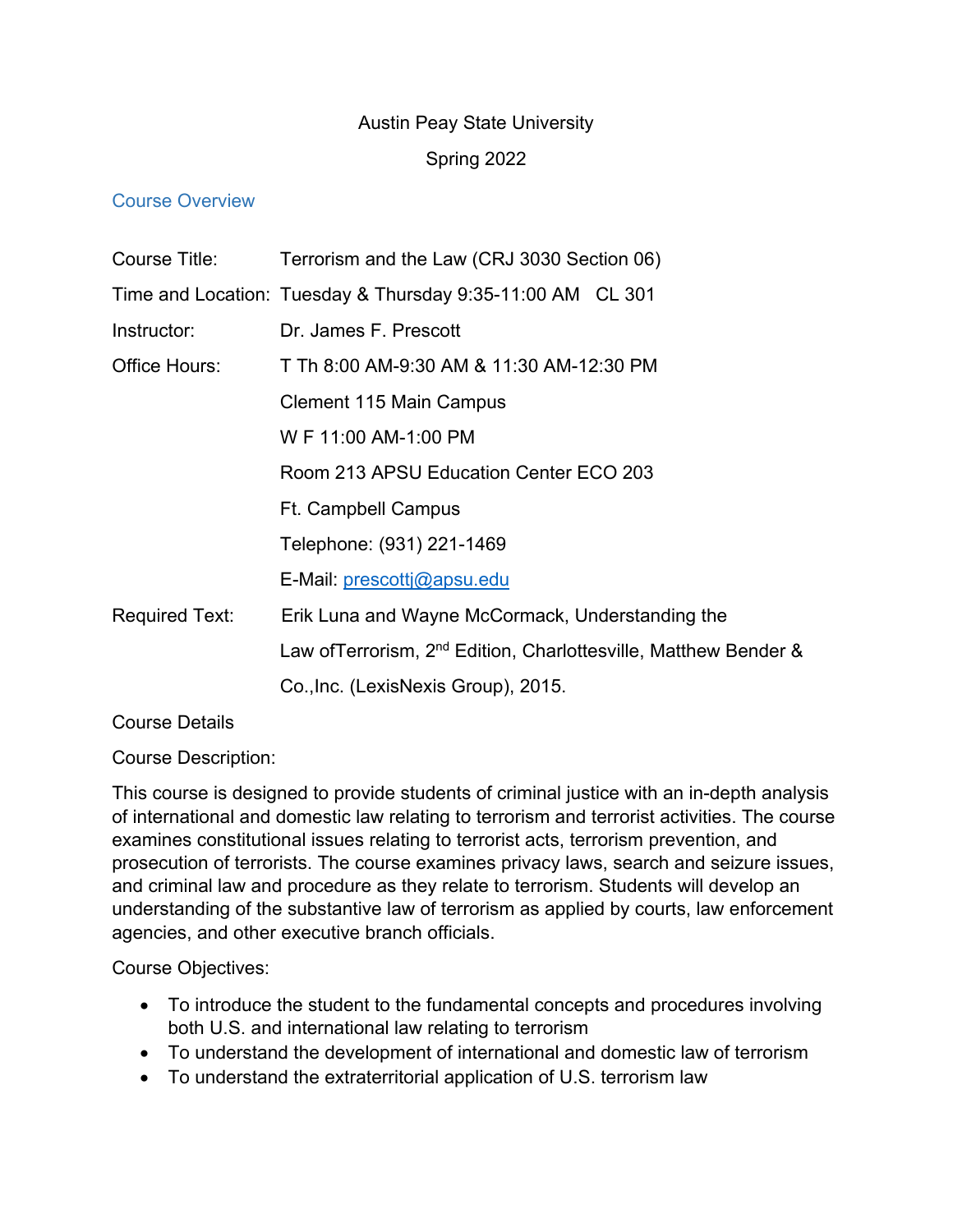Austin Peay State University

Spring 2022

## Course Overview

| | |
|---|---|
| Course Title: | Terrorism and the Law (CRJ 3030 Section 06) |
| Time and Location: | Tuesday & Thursday 9:35-11:00 AM   CL 301 |
| Instructor: | Dr. James F. Prescott |
| Office Hours: | T Th 8:00 AM-9:30 AM & 11:30 AM-12:30 PM |
| | Clement 115 Main Campus |
| | W F 11:00 AM-1:00 PM |
| | Room 213 APSU Education Center ECO 203 |
| | Ft. Campbell Campus |
| | Telephone: (931) 221-1469 |
| | E-Mail: prescottj@apsu.edu |
| Required Text: | Erik Luna and Wayne McCormack, Understanding the Law ofTerrorism, 2nd Edition, Charlottesville, Matthew Bender & Co.,Inc. (LexisNexis Group), 2015. |

Course Details

Course Description:

This course is designed to provide students of criminal justice with an in-depth analysis of international and domestic law relating to terrorism and terrorist activities. The course examines constitutional issues relating to terrorist acts, terrorism prevention, and prosecution of terrorists. The course examines privacy laws, search and seizure issues, and criminal law and procedure as they relate to terrorism. Students will develop an understanding of the substantive law of terrorism as applied by courts, law enforcement agencies, and other executive branch officials.

Course Objectives:

- To introduce the student to the fundamental concepts and procedures involving both U.S. and international law relating to terrorism
- To understand the development of international and domestic law of terrorism
- To understand the extraterritorial application of U.S. terrorism law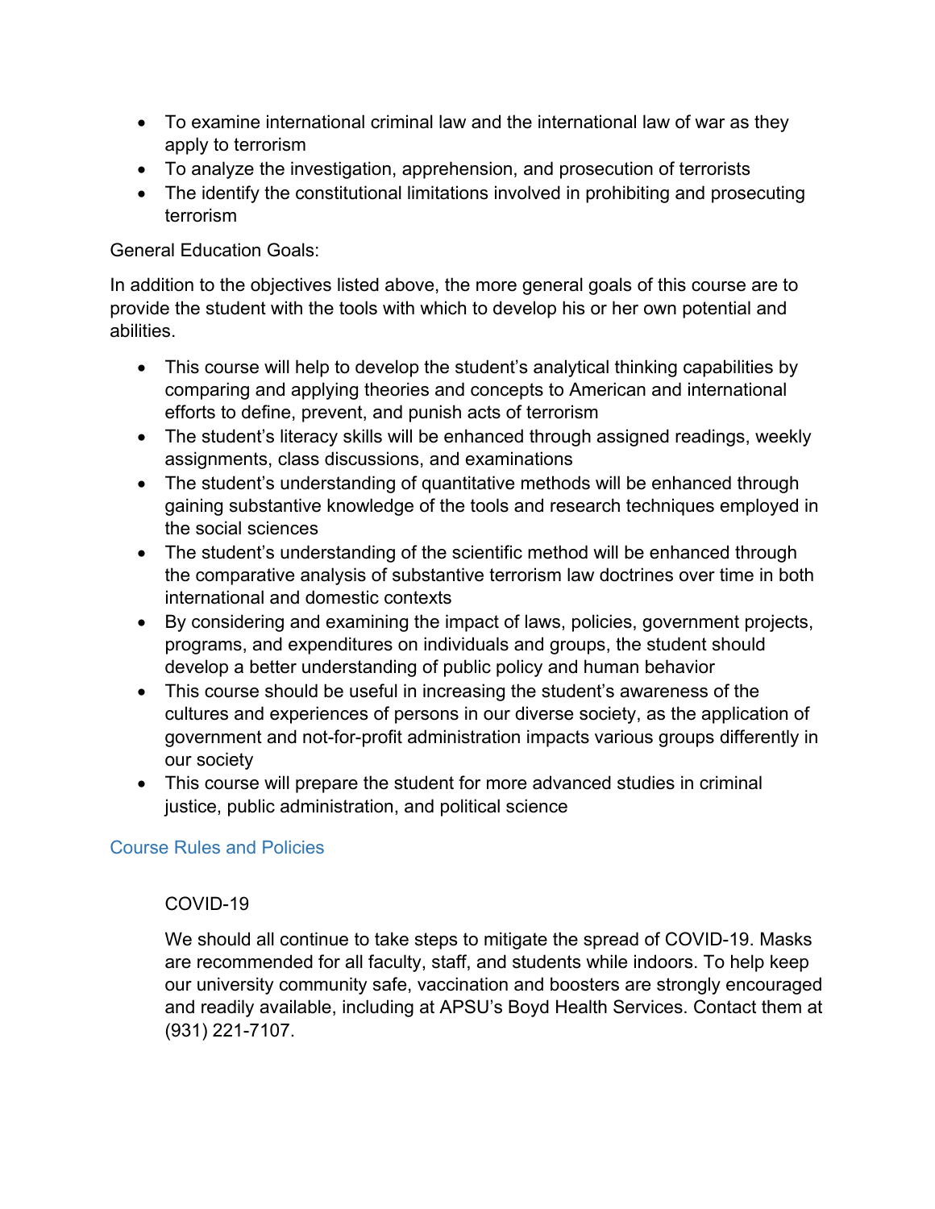- To examine international criminal law and the international law of war as they apply to terrorism
- To analyze the investigation, apprehension, and prosecution of terrorists
- The identify the constitutional limitations involved in prohibiting and prosecuting terrorism

General Education Goals:

In addition to the objectives listed above, the more general goals of this course are to provide the student with the tools with which to develop his or her own potential and abilities.

- This course will help to develop the student's analytical thinking capabilities by comparing and applying theories and concepts to American and international efforts to define, prevent, and punish acts of terrorism
- The student's literacy skills will be enhanced through assigned readings, weekly assignments, class discussions, and examinations
- The student's understanding of quantitative methods will be enhanced through gaining substantive knowledge of the tools and research techniques employed in the social sciences
- The student's understanding of the scientific method will be enhanced through the comparative analysis of substantive terrorism law doctrines over time in both international and domestic contexts
- By considering and examining the impact of laws, policies, government projects, programs, and expenditures on individuals and groups, the student should develop a better understanding of public policy and human behavior
- This course should be useful in increasing the student's awareness of the cultures and experiences of persons in our diverse society, as the application of government and not-for-profit administration impacts various groups differently in our society
- This course will prepare the student for more advanced studies in criminal justice, public administration, and political science

## Course Rules and Policies

### COVID-19

We should all continue to take steps to mitigate the spread of COVID-19. Masks are recommended for all faculty, staff, and students while indoors. To help keep our university community safe, vaccination and boosters are strongly encouraged and readily available, including at APSU's Boyd Health Services. Contact them at (931) 221-7107.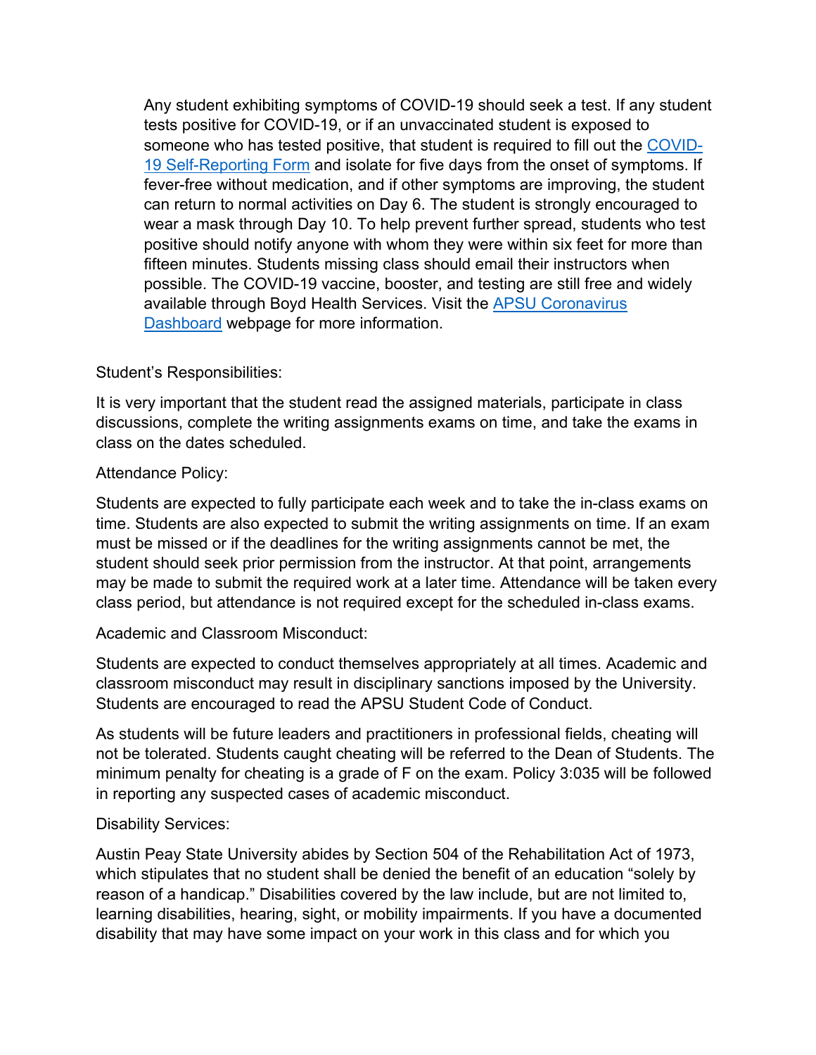Any student exhibiting symptoms of COVID-19 should seek a test. If any student tests positive for COVID-19, or if an unvaccinated student is exposed to someone who has tested positive, that student is required to fill out the [COVID-19 Self-Reporting Form] and isolate for five days from the onset of symptoms. If fever-free without medication, and if other symptoms are improving, the student can return to normal activities on Day 6. The student is strongly encouraged to wear a mask through Day 10. To help prevent further spread, students who test positive should notify anyone with whom they were within six feet for more than fifteen minutes. Students missing class should email their instructors when possible. The COVID-19 vaccine, booster, and testing are still free and widely available through Boyd Health Services. Visit the [APSU Coronavirus Dashboard] webpage for more information.

Student's Responsibilities:

It is very important that the student read the assigned materials, participate in class discussions, complete the writing assignments exams on time, and take the exams in class on the dates scheduled.

Attendance Policy:

Students are expected to fully participate each week and to take the in-class exams on time. Students are also expected to submit the writing assignments on time. If an exam must be missed or if the deadlines for the writing assignments cannot be met, the student should seek prior permission from the instructor. At that point, arrangements may be made to submit the required work at a later time. Attendance will be taken every class period, but attendance is not required except for the scheduled in-class exams.

Academic and Classroom Misconduct:

Students are expected to conduct themselves appropriately at all times. Academic and classroom misconduct may result in disciplinary sanctions imposed by the University. Students are encouraged to read the APSU Student Code of Conduct.

As students will be future leaders and practitioners in professional fields, cheating will not be tolerated. Students caught cheating will be referred to the Dean of Students. The minimum penalty for cheating is a grade of F on the exam. Policy 3:035 will be followed in reporting any suspected cases of academic misconduct.

Disability Services:

Austin Peay State University abides by Section 504 of the Rehabilitation Act of 1973, which stipulates that no student shall be denied the benefit of an education "solely by reason of a handicap." Disabilities covered by the law include, but are not limited to, learning disabilities, hearing, sight, or mobility impairments. If you have a documented disability that may have some impact on your work in this class and for which you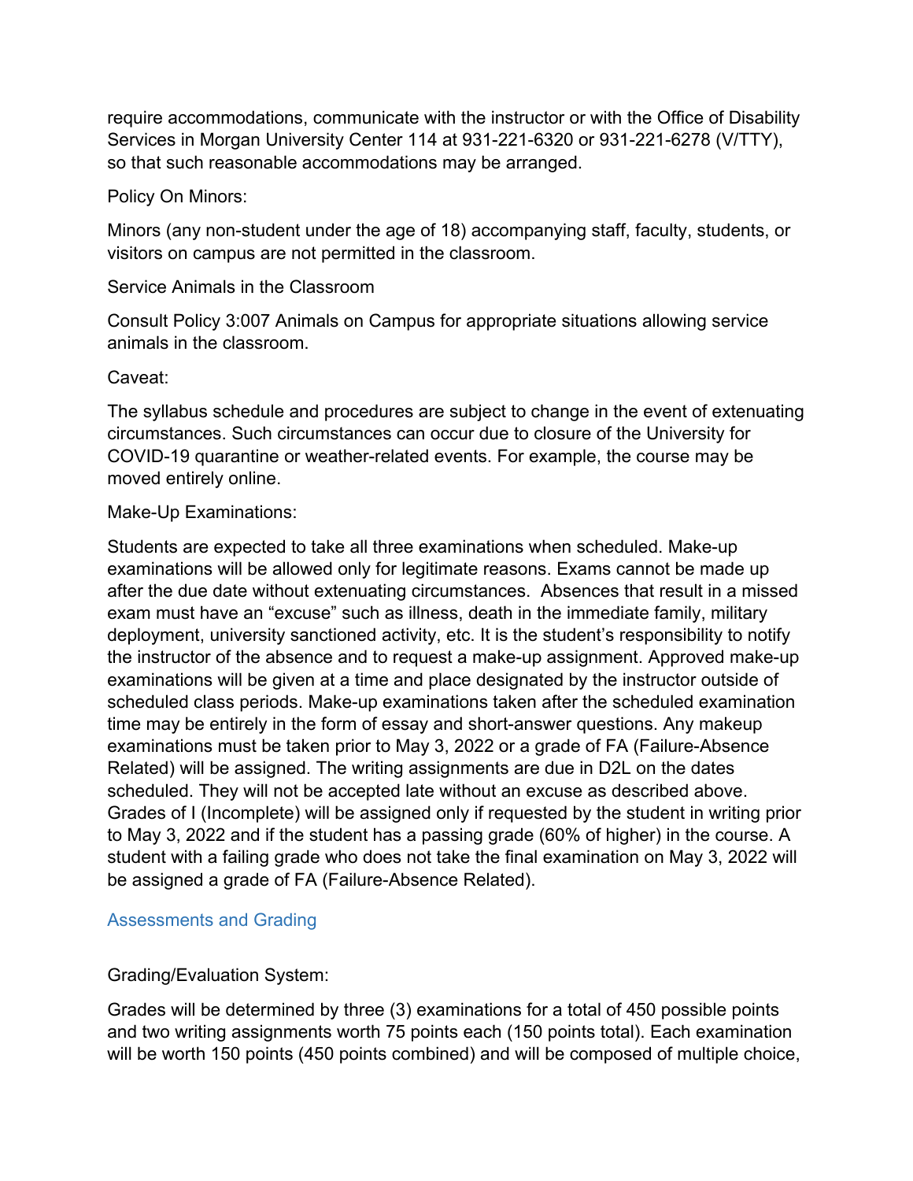require accommodations, communicate with the instructor or with the Office of Disability Services in Morgan University Center 114 at 931-221-6320 or 931-221-6278 (V/TTY), so that such reasonable accommodations may be arranged.

Policy On Minors:

Minors (any non-student under the age of 18) accompanying staff, faculty, students, or visitors on campus are not permitted in the classroom.

Service Animals in the Classroom

Consult Policy 3:007 Animals on Campus for appropriate situations allowing service animals in the classroom.

Caveat:

The syllabus schedule and procedures are subject to change in the event of extenuating circumstances. Such circumstances can occur due to closure of the University for COVID-19 quarantine or weather-related events. For example, the course may be moved entirely online.

Make-Up Examinations:

Students are expected to take all three examinations when scheduled. Make-up examinations will be allowed only for legitimate reasons. Exams cannot be made up after the due date without extenuating circumstances. Absences that result in a missed exam must have an "excuse" such as illness, death in the immediate family, military deployment, university sanctioned activity, etc. It is the student's responsibility to notify the instructor of the absence and to request a make-up assignment. Approved make-up examinations will be given at a time and place designated by the instructor outside of scheduled class periods. Make-up examinations taken after the scheduled examination time may be entirely in the form of essay and short-answer questions. Any makeup examinations must be taken prior to May 3, 2022 or a grade of FA (Failure-Absence Related) will be assigned. The writing assignments are due in D2L on the dates scheduled. They will not be accepted late without an excuse as described above. Grades of I (Incomplete) will be assigned only if requested by the student in writing prior to May 3, 2022 and if the student has a passing grade (60% of higher) in the course. A student with a failing grade who does not take the final examination on May 3, 2022 will be assigned a grade of FA (Failure-Absence Related).

## Assessments and Grading

Grading/Evaluation System:

Grades will be determined by three (3) examinations for a total of 450 possible points and two writing assignments worth 75 points each (150 points total). Each examination will be worth 150 points (450 points combined) and will be composed of multiple choice,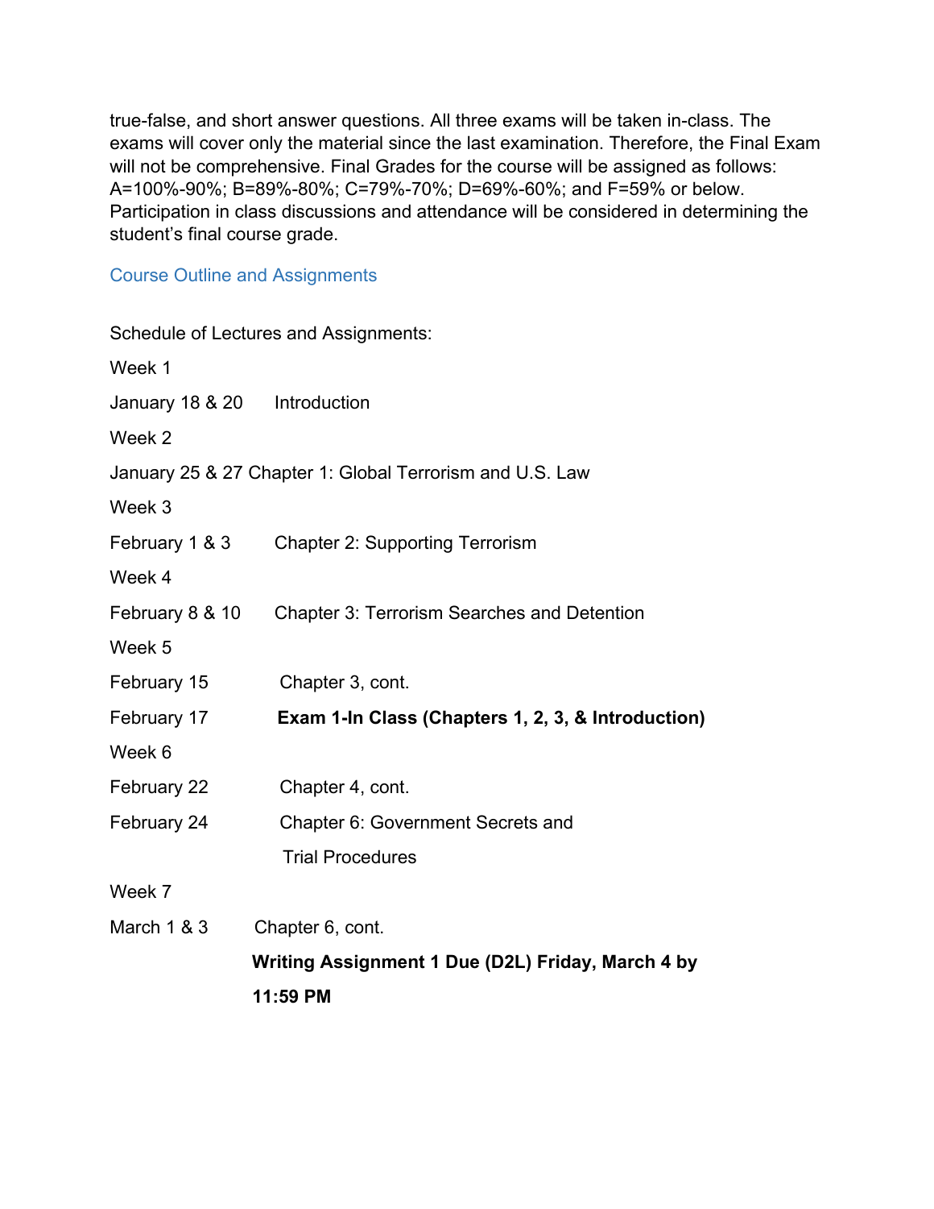true-false, and short answer questions. All three exams will be taken in-class. The exams will cover only the material since the last examination. Therefore, the Final Exam will not be comprehensive. Final Grades for the course will be assigned as follows: A=100%-90%; B=89%-80%; C=79%-70%; D=69%-60%; and F=59% or below. Participation in class discussions and attendance will be considered in determining the student's final course grade.

## Course Outline and Assignments

Schedule of Lectures and Assignments:

Week 1

January 18 & 20 Introduction

Week 2

January 25 & 27 Chapter 1: Global Terrorism and U.S. Law

Week 3

February 1 & 3 Chapter 2: Supporting Terrorism

Week 4

February 8 & 10 Chapter 3: Terrorism Searches and Detention

Week 5

February 15 Chapter 3, cont.

February 17 **Exam 1-In Class (Chapters 1, 2, 3, & Introduction)**

Week 6

February 22 Chapter 4, cont.

February 24 Chapter 6: Government Secrets and Trial Procedures

Week 7

March 1 & 3 Chapter 6, cont.

**Writing Assignment 1 Due (D2L) Friday, March 4 by 11:59 PM**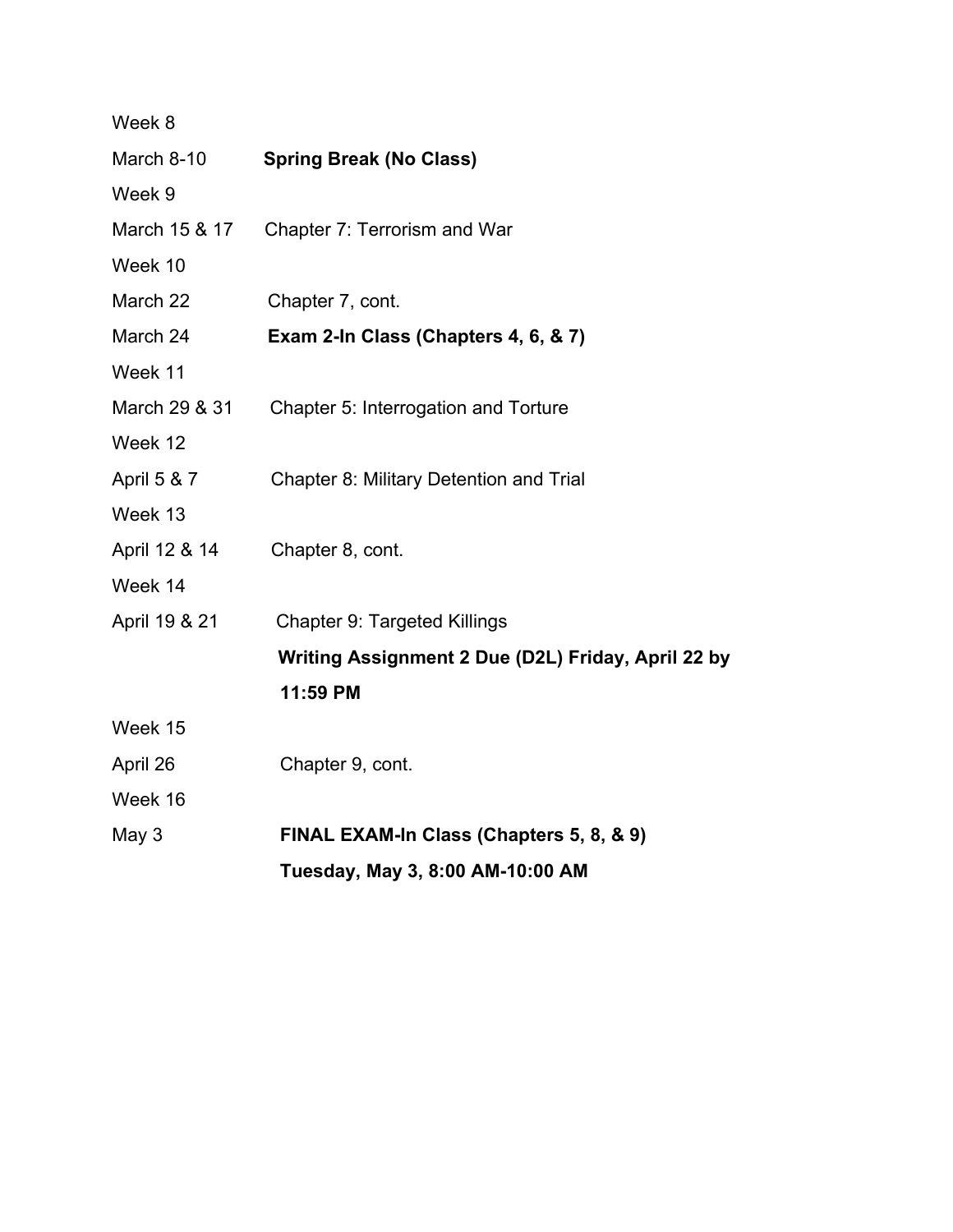Week 8

March 8-10 **Spring Break (No Class)**

Week 9

March 15 & 17 Chapter 7: Terrorism and War

Week 10

March 22 Chapter 7, cont.

March 24 **Exam 2-In Class (Chapters 4, 6, & 7)**

Week 11

March 29 & 31 Chapter 5: Interrogation and Torture

Week 12

April 5 & 7 Chapter 8: Military Detention and Trial

Week 13

April 12 & 14 Chapter 8, cont.

Week 14

April 19 & 21 Chapter 9: Targeted Killings

**Writing Assignment 2 Due (D2L) Friday, April 22 by 11:59 PM**

Week 15

April 26 Chapter 9, cont.

Week 16

May 3 **FINAL EXAM-In Class (Chapters 5, 8, & 9)**

**Tuesday, May 3, 8:00 AM-10:00 AM**